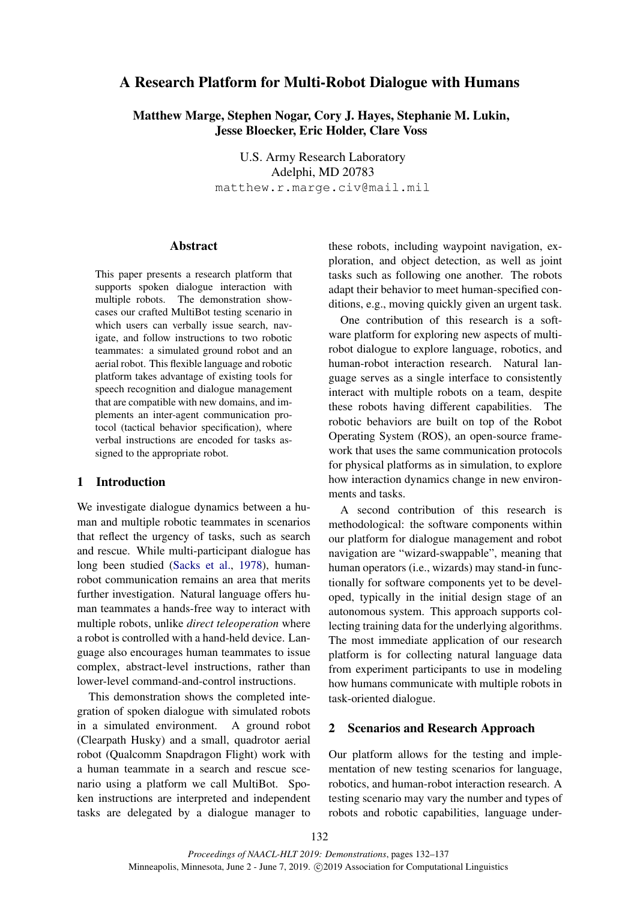# A Research Platform for Multi-Robot Dialogue with Humans

**Matthew Marge, Stephen Nogar, Cory J. Hayes, Stephanie M. Lukin, Jesse Bloecker, Eric Holder, Clare Voss**

U.S. Army Research Laboratory
Adelphi, MD 20783
matthew.r.marge.civ@mail.mil

## Abstract

This paper presents a research platform that supports spoken dialogue interaction with multiple robots. The demonstration showcases our crafted MultiBot testing scenario in which users can verbally issue search, navigate, and follow instructions to two robotic teammates: a simulated ground robot and an aerial robot. This flexible language and robotic platform takes advantage of existing tools for speech recognition and dialogue management that are compatible with new domains, and implements an inter-agent communication protocol (tactical behavior specification), where verbal instructions are encoded for tasks assigned to the appropriate robot.

## 1 Introduction

We investigate dialogue dynamics between a human and multiple robotic teammates in scenarios that reflect the urgency of tasks, such as search and rescue. While multi-participant dialogue has long been studied (Sacks et al., 1978), human-robot communication remains an area that merits further investigation. Natural language offers human teammates a hands-free way to interact with multiple robots, unlike *direct teleoperation* where a robot is controlled with a hand-held device. Language also encourages human teammates to issue complex, abstract-level instructions, rather than lower-level command-and-control instructions.

This demonstration shows the completed integration of spoken dialogue with simulated robots in a simulated environment. A ground robot (Clearpath Husky) and a small, quadrotor aerial robot (Qualcomm Snapdragon Flight) work with a human teammate in a search and rescue scenario using a platform we call MultiBot. Spoken instructions are interpreted and independent tasks are delegated by a dialogue manager to these robots, including waypoint navigation, exploration, and object detection, as well as joint tasks such as following one another. The robots adapt their behavior to meet human-specified conditions, e.g., moving quickly given an urgent task.

One contribution of this research is a software platform for exploring new aspects of multi-robot dialogue to explore language, robotics, and human-robot interaction research. Natural language serves as a single interface to consistently interact with multiple robots on a team, despite these robots having different capabilities. The robotic behaviors are built on top of the Robot Operating System (ROS), an open-source framework that uses the same communication protocols for physical platforms as in simulation, to explore how interaction dynamics change in new environments and tasks.

A second contribution of this research is methodological: the software components within our platform for dialogue management and robot navigation are "wizard-swappable", meaning that human operators (i.e., wizards) may stand-in functionally for software components yet to be developed, typically in the initial design stage of an autonomous system. This approach supports collecting training data for the underlying algorithms. The most immediate application of our research platform is for collecting natural language data from experiment participants to use in modeling how humans communicate with multiple robots in task-oriented dialogue.

## 2 Scenarios and Research Approach

Our platform allows for the testing and implementation of new testing scenarios for language, robotics, and human-robot interaction research. A testing scenario may vary the number and types of robots and robotic capabilities, language under-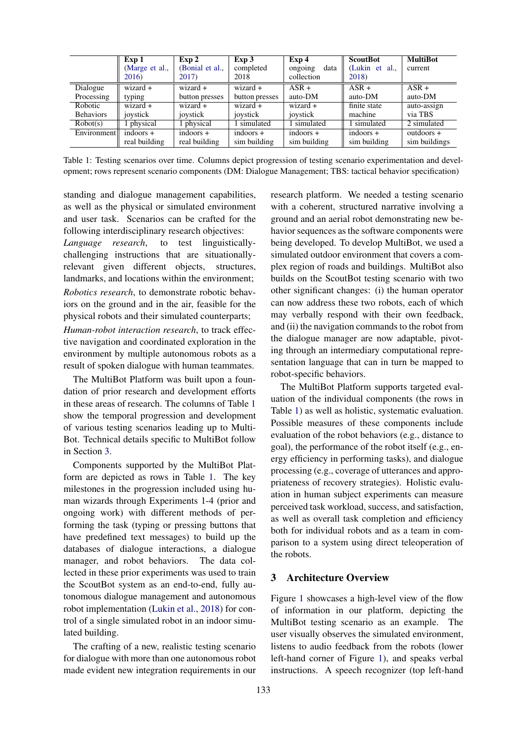| | **Exp 1** (Marge et al., 2016) | **Exp 2** (Bonial et al., 2017) | **Exp 3** completed 2018 | **Exp 4** ongoing data collection | **ScoutBot** (Lukin et al., 2018) | **MultiBot** current |
|---|---|---|---|---|---|---|
| Dialogue Processing | wizard + typing | wizard + button presses | wizard + button presses | ASR + auto-DM | ASR + auto-DM | ASR + auto-DM |
| Robotic Behaviors | wizard + joystick | wizard + joystick | wizard + joystick | wizard + joystick | finite state machine | auto-assign via TBS |
| Robot(s) | 1 physical | 1 physical | 1 simulated | 1 simulated | 1 simulated | 2 simulated |
| Environment | indoors + real building | indoors + real building | indoors + sim building | indoors + sim building | indoors + sim building | outdoors + sim buildings |

Table 1: Testing scenarios over time. Columns depict progression of testing scenario experimentation and development; rows represent scenario components (DM: Dialogue Management; TBS: tactical behavior specification)

standing and dialogue management capabilities, as well as the physical or simulated environment and user task. Scenarios can be crafted for the following interdisciplinary research objectives:

*Language research*, to test linguistically-challenging instructions that are situationally-relevant given different objects, structures, landmarks, and locations within the environment;

*Robotics research*, to demonstrate robotic behaviors on the ground and in the air, feasible for the physical robots and their simulated counterparts;

*Human-robot interaction research*, to track effective navigation and coordinated exploration in the environment by multiple autonomous robots as a result of spoken dialogue with human teammates.

The MultiBot Platform was built upon a foundation of prior research and development efforts in these areas of research. The columns of Table 1 show the temporal progression and development of various testing scenarios leading up to MultiBot. Technical details specific to MultiBot follow in Section 3.

Components supported by the MultiBot Platform are depicted as rows in Table 1. The key milestones in the progression included using human wizards through Experiments 1-4 (prior and ongoing work) with different methods of performing the task (typing or pressing buttons that have predefined text messages) to build up the databases of dialogue interactions, a dialogue manager, and robot behaviors. The data collected in these prior experiments was used to train the ScoutBot system as an end-to-end, fully autonomous dialogue management and autonomous robot implementation (Lukin et al., 2018) for control of a single simulated robot in an indoor simulated building.

The crafting of a new, realistic testing scenario for dialogue with more than one autonomous robot made evident new integration requirements in our research platform. We needed a testing scenario with a coherent, structured narrative involving a ground and an aerial robot demonstrating new behavior sequences as the software components were being developed. To develop MultiBot, we used a simulated outdoor environment that covers a complex region of roads and buildings. MultiBot also builds on the ScoutBot testing scenario with two other significant changes: (i) the human operator can now address these two robots, each of which may verbally respond with their own feedback, and (ii) the navigation commands to the robot from the dialogue manager are now adaptable, pivoting through an intermediary computational representation language that can in turn be mapped to robot-specific behaviors.

The MultiBot Platform supports targeted evaluation of the individual components (the rows in Table 1) as well as holistic, systematic evaluation. Possible measures of these components include evaluation of the robot behaviors (e.g., distance to goal), the performance of the robot itself (e.g., energy efficiency in performing tasks), and dialogue processing (e.g., coverage of utterances and appropriateness of recovery strategies). Holistic evaluation in human subject experiments can measure perceived task workload, success, and satisfaction, as well as overall task completion and efficiency both for individual robots and as a team in comparison to a system using direct teleoperation of the robots.

## 3 Architecture Overview

Figure 1 showcases a high-level view of the flow of information in our platform, depicting the MultiBot testing scenario as an example. The user visually observes the simulated environment, listens to audio feedback from the robots (lower left-hand corner of Figure 1), and speaks verbal instructions. A speech recognizer (top left-hand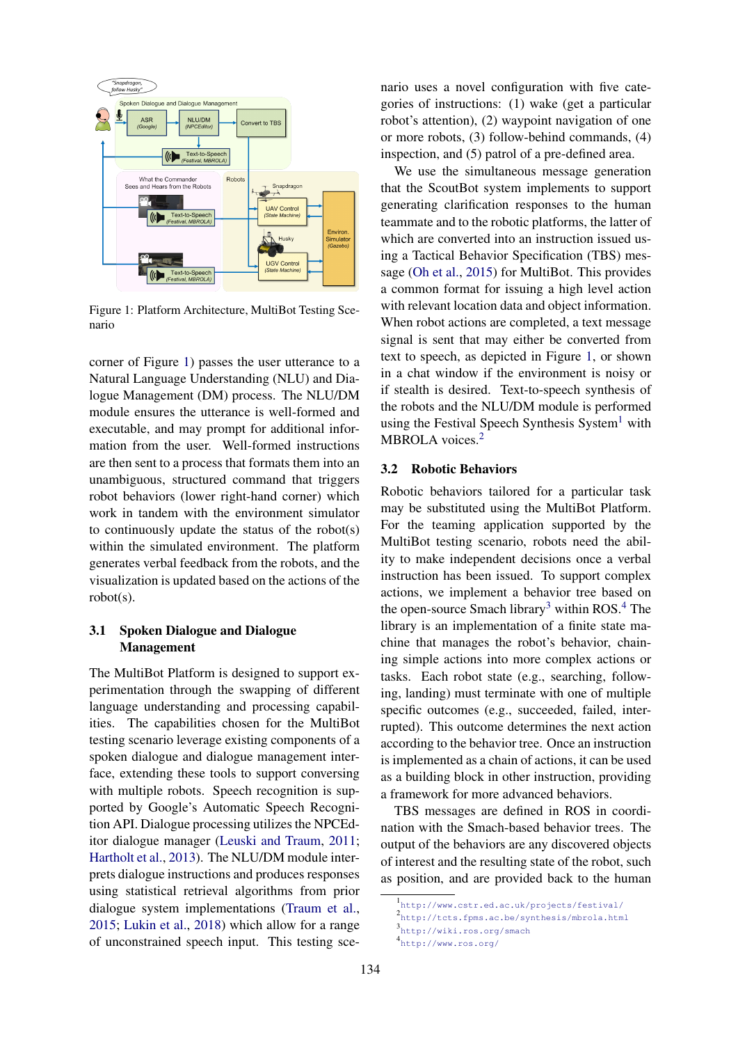Figure 1: Platform Architecture, MultiBot Testing Scenario

corner of Figure 1) passes the user utterance to a Natural Language Understanding (NLU) and Dialogue Management (DM) process. The NLU/DM module ensures the utterance is well-formed and executable, and may prompt for additional information from the user. Well-formed instructions are then sent to a process that formats them into an unambiguous, structured command that triggers robot behaviors (lower right-hand corner) which work in tandem with the environment simulator to continuously update the status of the robot(s) within the simulated environment. The platform generates verbal feedback from the robots, and the visualization is updated based on the actions of the robot(s).

### 3.1 Spoken Dialogue and Dialogue Management

The MultiBot Platform is designed to support experimentation through the swapping of different language understanding and processing capabilities. The capabilities chosen for the MultiBot testing scenario leverage existing components of a spoken dialogue and dialogue management interface, extending these tools to support conversing with multiple robots. Speech recognition is supported by Google's Automatic Speech Recognition API. Dialogue processing utilizes the NPCEditor dialogue manager (Leuski and Traum, 2011; Hartholt et al., 2013). The NLU/DM module interprets dialogue instructions and produces responses using statistical retrieval algorithms from prior dialogue system implementations (Traum et al., 2015; Lukin et al., 2018) which allow for a range of unconstrained speech input. This testing scenario uses a novel configuration with five categories of instructions: (1) wake (get a particular robot's attention), (2) waypoint navigation of one or more robots, (3) follow-behind commands, (4) inspection, and (5) patrol of a pre-defined area.

We use the simultaneous message generation that the ScoutBot system implements to support generating clarification responses to the human teammate and to the robotic platforms, the latter of which are converted into an instruction issued using a Tactical Behavior Specification (TBS) message (Oh et al., 2015) for MultiBot. This provides a common format for issuing a high level action with relevant location data and object information. When robot actions are completed, a text message signal is sent that may either be converted from text to speech, as depicted in Figure 1, or shown in a chat window if the environment is noisy or if stealth is desired. Text-to-speech synthesis of the robots and the NLU/DM module is performed using the Festival Speech Synthesis System[1] with MBROLA voices.[2]

### 3.2 Robotic Behaviors

Robotic behaviors tailored for a particular task may be substituted using the MultiBot Platform. For the teaming application supported by the MultiBot testing scenario, robots need the ability to make independent decisions once a verbal instruction has been issued. To support complex actions, we implement a behavior tree based on the open-source Smach library[3] within ROS.[4] The library is an implementation of a finite state machine that manages the robot's behavior, chaining simple actions into more complex actions or tasks. Each robot state (e.g., searching, following, landing) must terminate with one of multiple specific outcomes (e.g., succeeded, failed, interrupted). This outcome determines the next action according to the behavior tree. Once an instruction is implemented as a chain of actions, it can be used as a building block in other instruction, providing a framework for more advanced behaviors.

TBS messages are defined in ROS in coordination with the Smach-based behavior trees. The output of the behaviors are any discovered objects of interest and the resulting state of the robot, such as position, and are provided back to the human

[1] http://www.cstr.ed.ac.uk/projects/festival/
[2] http://tcts.fpms.ac.be/synthesis/mbrola.html
[3] http://wiki.ros.org/smach
[4] http://www.ros.org/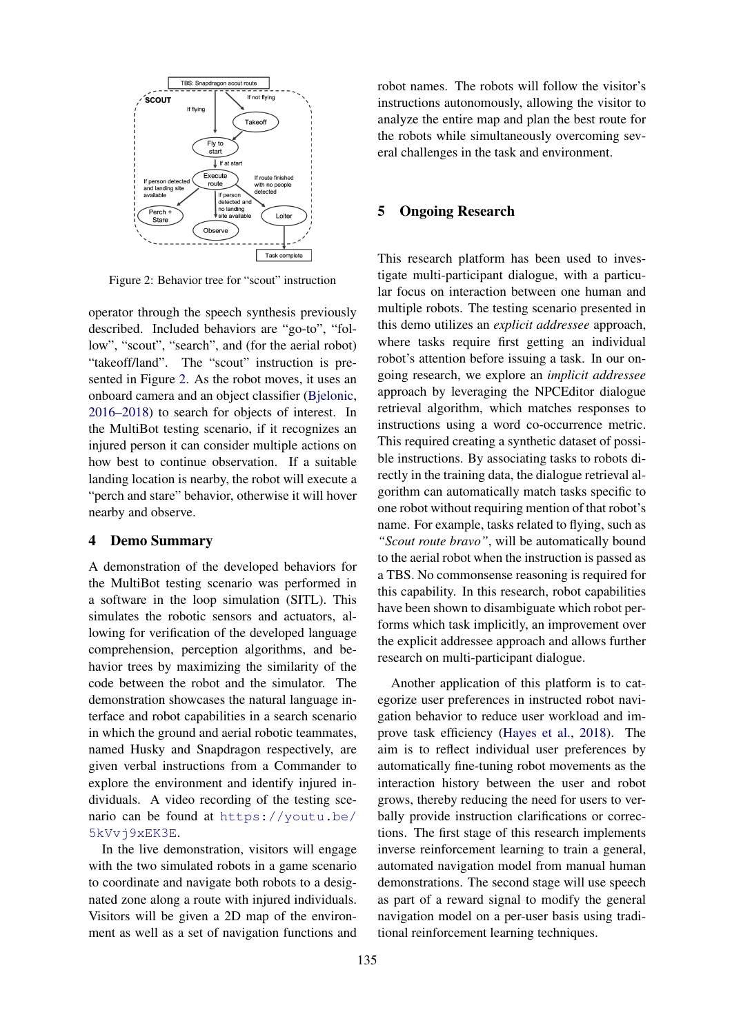Figure 2: Behavior tree for "scout" instruction

operator through the speech synthesis previously described. Included behaviors are "go-to", "follow", "scout", "search", and (for the aerial robot) "takeoff/land". The "scout" instruction is presented in Figure 2. As the robot moves, it uses an onboard camera and an object classifier (Bjelonic, 2016–2018) to search for objects of interest. In the MultiBot testing scenario, if it recognizes an injured person it can consider multiple actions on how best to continue observation. If a suitable landing location is nearby, the robot will execute a "perch and stare" behavior, otherwise it will hover nearby and observe.

## 4 Demo Summary

A demonstration of the developed behaviors for the MultiBot testing scenario was performed in a software in the loop simulation (SITL). This simulates the robotic sensors and actuators, allowing for verification of the developed language comprehension, perception algorithms, and behavior trees by maximizing the similarity of the code between the robot and the simulator. The demonstration showcases the natural language interface and robot capabilities in a search scenario in which the ground and aerial robotic teammates, named Husky and Snapdragon respectively, are given verbal instructions from a Commander to explore the environment and identify injured individuals. A video recording of the testing scenario can be found at https://youtu.be/5kVvj9xEK3E.

In the live demonstration, visitors will engage with the two simulated robots in a game scenario to coordinate and navigate both robots to a designated zone along a route with injured individuals. Visitors will be given a 2D map of the environment as well as a set of navigation functions and robot names. The robots will follow the visitor's instructions autonomously, allowing the visitor to analyze the entire map and plan the best route for the robots while simultaneously overcoming several challenges in the task and environment.

## 5 Ongoing Research

This research platform has been used to investigate multi-participant dialogue, with a particular focus on interaction between one human and multiple robots. The testing scenario presented in this demo utilizes an *explicit addressee* approach, where tasks require first getting an individual robot's attention before issuing a task. In our ongoing research, we explore an *implicit addressee* approach by leveraging the NPCEditor dialogue retrieval algorithm, which matches responses to instructions using a word co-occurrence metric. This required creating a synthetic dataset of possible instructions. By associating tasks to robots directly in the training data, the dialogue retrieval algorithm can automatically match tasks specific to one robot without requiring mention of that robot's name. For example, tasks related to flying, such as *"Scout route bravo"*, will be automatically bound to the aerial robot when the instruction is passed as a TBS. No commonsense reasoning is required for this capability. In this research, robot capabilities have been shown to disambiguate which robot performs which task implicitly, an improvement over the explicit addressee approach and allows further research on multi-participant dialogue.

Another application of this platform is to categorize user preferences in instructed robot navigation behavior to reduce user workload and improve task efficiency (Hayes et al., 2018). The aim is to reflect individual user preferences by automatically fine-tuning robot movements as the interaction history between the user and robot grows, thereby reducing the need for users to verbally provide instruction clarifications or corrections. The first stage of this research implements inverse reinforcement learning to train a general, automated navigation model from manual human demonstrations. The second stage will use speech as part of a reward signal to modify the general navigation model on a per-user basis using traditional reinforcement learning techniques.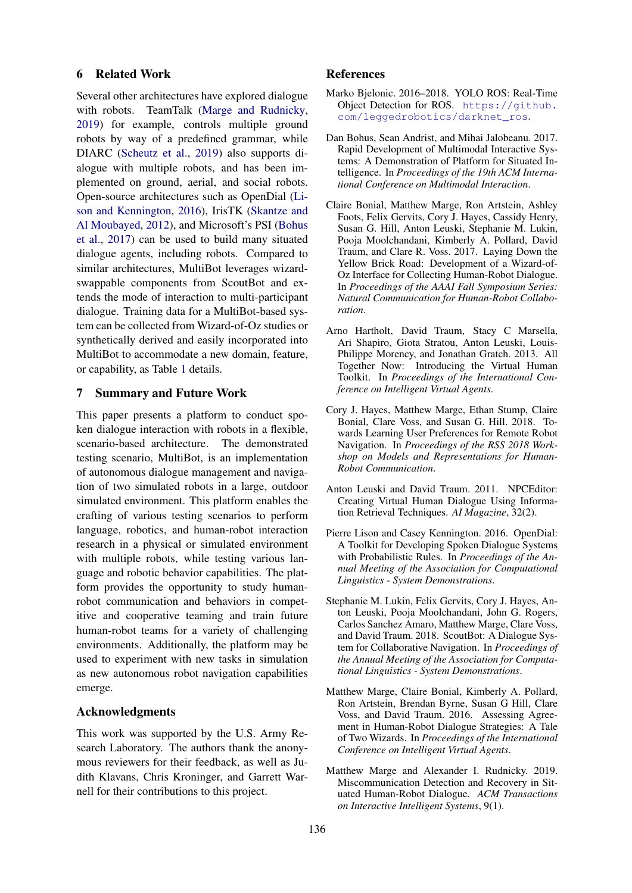## 6 Related Work

Several other architectures have explored dialogue with robots. TeamTalk (Marge and Rudnicky, 2019) for example, controls multiple ground robots by way of a predefined grammar, while DIARC (Scheutz et al., 2019) also supports dialogue with multiple robots, and has been implemented on ground, aerial, and social robots. Open-source architectures such as OpenDial (Lison and Kennington, 2016), IrisTK (Skantze and Al Moubayed, 2012), and Microsoft's PSI (Bohus et al., 2017) can be used to build many situated dialogue agents, including robots. Compared to similar architectures, MultiBot leverages wizard-swappable components from ScoutBot and extends the mode of interaction to multi-participant dialogue. Training data for a MultiBot-based system can be collected from Wizard-of-Oz studies or synthetically derived and easily incorporated into MultiBot to accommodate a new domain, feature, or capability, as Table 1 details.

## 7 Summary and Future Work

This paper presents a platform to conduct spoken dialogue interaction with robots in a flexible, scenario-based architecture. The demonstrated testing scenario, MultiBot, is an implementation of autonomous dialogue management and navigation of two simulated robots in a large, outdoor simulated environment. This platform enables the crafting of various testing scenarios to perform language, robotics, and human-robot interaction research in a physical or simulated environment with multiple robots, while testing various language and robotic behavior capabilities. The platform provides the opportunity to study human-robot communication and behaviors in competitive and cooperative teaming and train future human-robot teams for a variety of challenging environments. Additionally, the platform may be used to experiment with new tasks in simulation as new autonomous robot navigation capabilities emerge.

## Acknowledgments

This work was supported by the U.S. Army Research Laboratory. The authors thank the anonymous reviewers for their feedback, as well as Judith Klavans, Chris Kroninger, and Garrett Warnell for their contributions to this project.

## References

Marko Bjelonic. 2016–2018. YOLO ROS: Real-Time Object Detection for ROS. https://github.com/leggedrobotics/darknet_ros.

Dan Bohus, Sean Andrist, and Mihai Jalobeanu. 2017. Rapid Development of Multimodal Interactive Systems: A Demonstration of Platform for Situated Intelligence. In *Proceedings of the 19th ACM International Conference on Multimodal Interaction*.

Claire Bonial, Matthew Marge, Ron Artstein, Ashley Foots, Felix Gervits, Cory J. Hayes, Cassidy Henry, Susan G. Hill, Anton Leuski, Stephanie M. Lukin, Pooja Moolchandani, Kimberly A. Pollard, David Traum, and Clare R. Voss. 2017. Laying Down the Yellow Brick Road: Development of a Wizard-of-Oz Interface for Collecting Human-Robot Dialogue. In *Proceedings of the AAAI Fall Symposium Series: Natural Communication for Human-Robot Collaboration*.

Arno Hartholt, David Traum, Stacy C Marsella, Ari Shapiro, Giota Stratou, Anton Leuski, Louis-Philippe Morency, and Jonathan Gratch. 2013. All Together Now: Introducing the Virtual Human Toolkit. In *Proceedings of the International Conference on Intelligent Virtual Agents*.

Cory J. Hayes, Matthew Marge, Ethan Stump, Claire Bonial, Clare Voss, and Susan G. Hill. 2018. Towards Learning User Preferences for Remote Robot Navigation. In *Proceedings of the RSS 2018 Workshop on Models and Representations for Human-Robot Communication*.

Anton Leuski and David Traum. 2011. NPCEditor: Creating Virtual Human Dialogue Using Information Retrieval Techniques. *AI Magazine*, 32(2).

Pierre Lison and Casey Kennington. 2016. OpenDial: A Toolkit for Developing Spoken Dialogue Systems with Probabilistic Rules. In *Proceedings of the Annual Meeting of the Association for Computational Linguistics - System Demonstrations*.

Stephanie M. Lukin, Felix Gervits, Cory J. Hayes, Anton Leuski, Pooja Moolchandani, John G. Rogers, Carlos Sanchez Amaro, Matthew Marge, Clare Voss, and David Traum. 2018. ScoutBot: A Dialogue System for Collaborative Navigation. In *Proceedings of the Annual Meeting of the Association for Computational Linguistics - System Demonstrations*.

Matthew Marge, Claire Bonial, Kimberly A. Pollard, Ron Artstein, Brendan Byrne, Susan G Hill, Clare Voss, and David Traum. 2016. Assessing Agreement in Human-Robot Dialogue Strategies: A Tale of Two Wizards. In *Proceedings of the International Conference on Intelligent Virtual Agents*.

Matthew Marge and Alexander I. Rudnicky. 2019. Miscommunication Detection and Recovery in Situated Human-Robot Dialogue. *ACM Transactions on Interactive Intelligent Systems*, 9(1).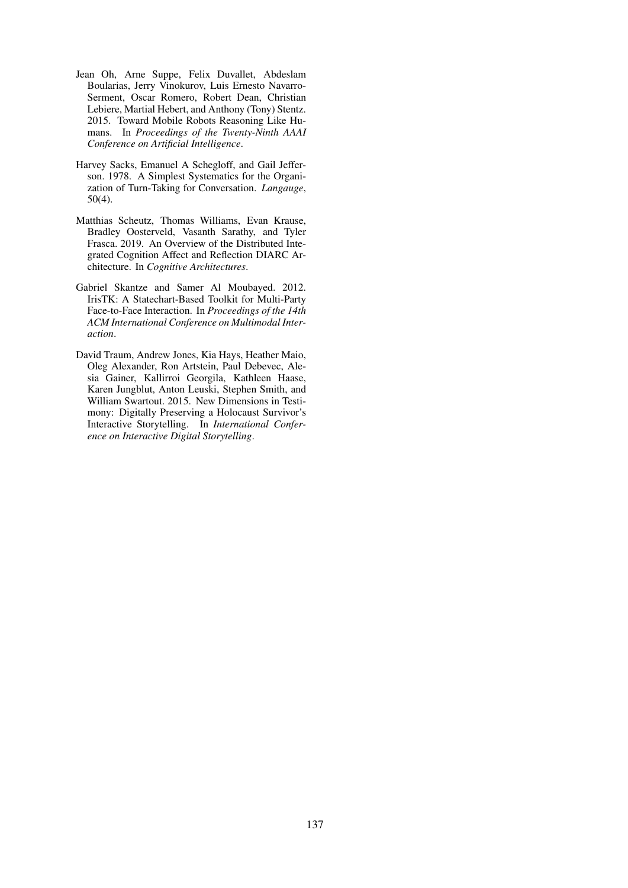Jean Oh, Arne Suppe, Felix Duvallet, Abdeslam Boularias, Jerry Vinokurov, Luis Ernesto Navarro-Serment, Oscar Romero, Robert Dean, Christian Lebiere, Martial Hebert, and Anthony (Tony) Stentz. 2015. Toward Mobile Robots Reasoning Like Humans. In *Proceedings of the Twenty-Ninth AAAI Conference on Artificial Intelligence*.

Harvey Sacks, Emanuel A Schegloff, and Gail Jefferson. 1978. A Simplest Systematics for the Organization of Turn-Taking for Conversation. *Langauge*, 50(4).

Matthias Scheutz, Thomas Williams, Evan Krause, Bradley Oosterveld, Vasanth Sarathy, and Tyler Frasca. 2019. An Overview of the Distributed Integrated Cognition Affect and Reflection DIARC Architecture. In *Cognitive Architectures*.

Gabriel Skantze and Samer Al Moubayed. 2012. IrisTK: A Statechart-Based Toolkit for Multi-Party Face-to-Face Interaction. In *Proceedings of the 14th ACM International Conference on Multimodal Interaction*.

David Traum, Andrew Jones, Kia Hays, Heather Maio, Oleg Alexander, Ron Artstein, Paul Debevec, Alesia Gainer, Kallirroi Georgila, Kathleen Haase, Karen Jungblut, Anton Leuski, Stephen Smith, and William Swartout. 2015. New Dimensions in Testimony: Digitally Preserving a Holocaust Survivor's Interactive Storytelling. In *International Conference on Interactive Digital Storytelling*.